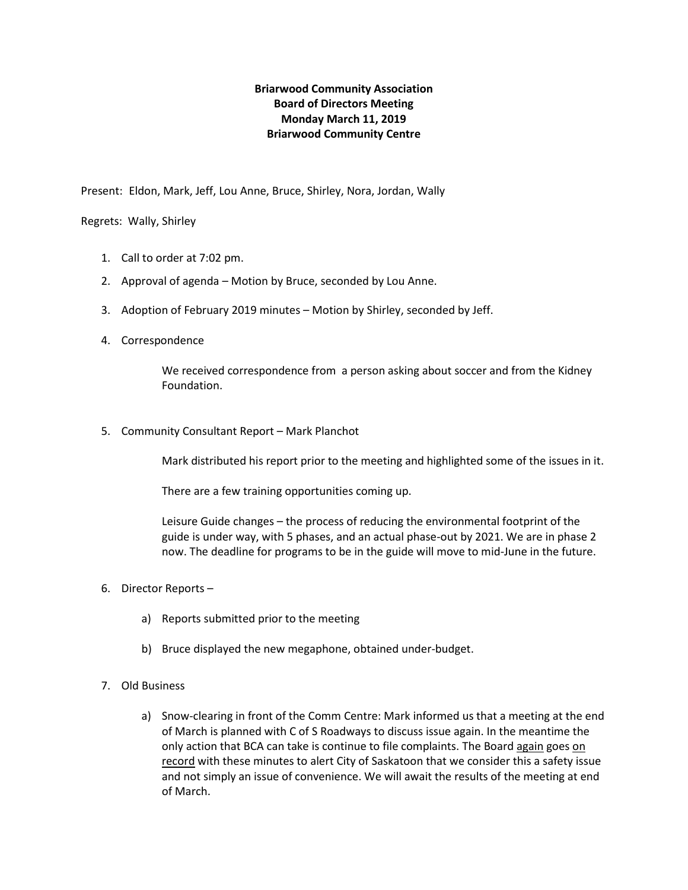**Briarwood Community Association**
**Board of Directors Meeting**
**Monday March 11, 2019**
**Briarwood Community Centre**

Present: Eldon, Mark, Jeff, Lou Anne, Bruce, Shirley, Nora, Jordan, Wally

Regrets: Wally, Shirley

1. Call to order at 7:02 pm.

2. Approval of agenda – Motion by Bruce, seconded by Lou Anne.

3. Adoption of February 2019 minutes – Motion by Shirley, seconded by Jeff.

4. Correspondence

   We received correspondence from a person asking about soccer and from the Kidney Foundation.

5. Community Consultant Report – Mark Planchot

   Mark distributed his report prior to the meeting and highlighted some of the issues in it.

   There are a few training opportunities coming up.

   Leisure Guide changes – the process of reducing the environmental footprint of the guide is under way, with 5 phases, and an actual phase-out by 2021. We are in phase 2 now. The deadline for programs to be in the guide will move to mid-June in the future.

6. Director Reports –

   a) Reports submitted prior to the meeting

   b) Bruce displayed the new megaphone, obtained under-budget.

7. Old Business

   a) Snow-clearing in front of the Comm Centre: Mark informed us that a meeting at the end of March is planned with C of S Roadways to discuss issue again. In the meantime the only action that BCA can take is continue to file complaints. The Board <u>again</u> goes <u>on record</u> with these minutes to alert City of Saskatoon that we consider this a safety issue and not simply an issue of convenience. We will await the results of the meeting at end of March.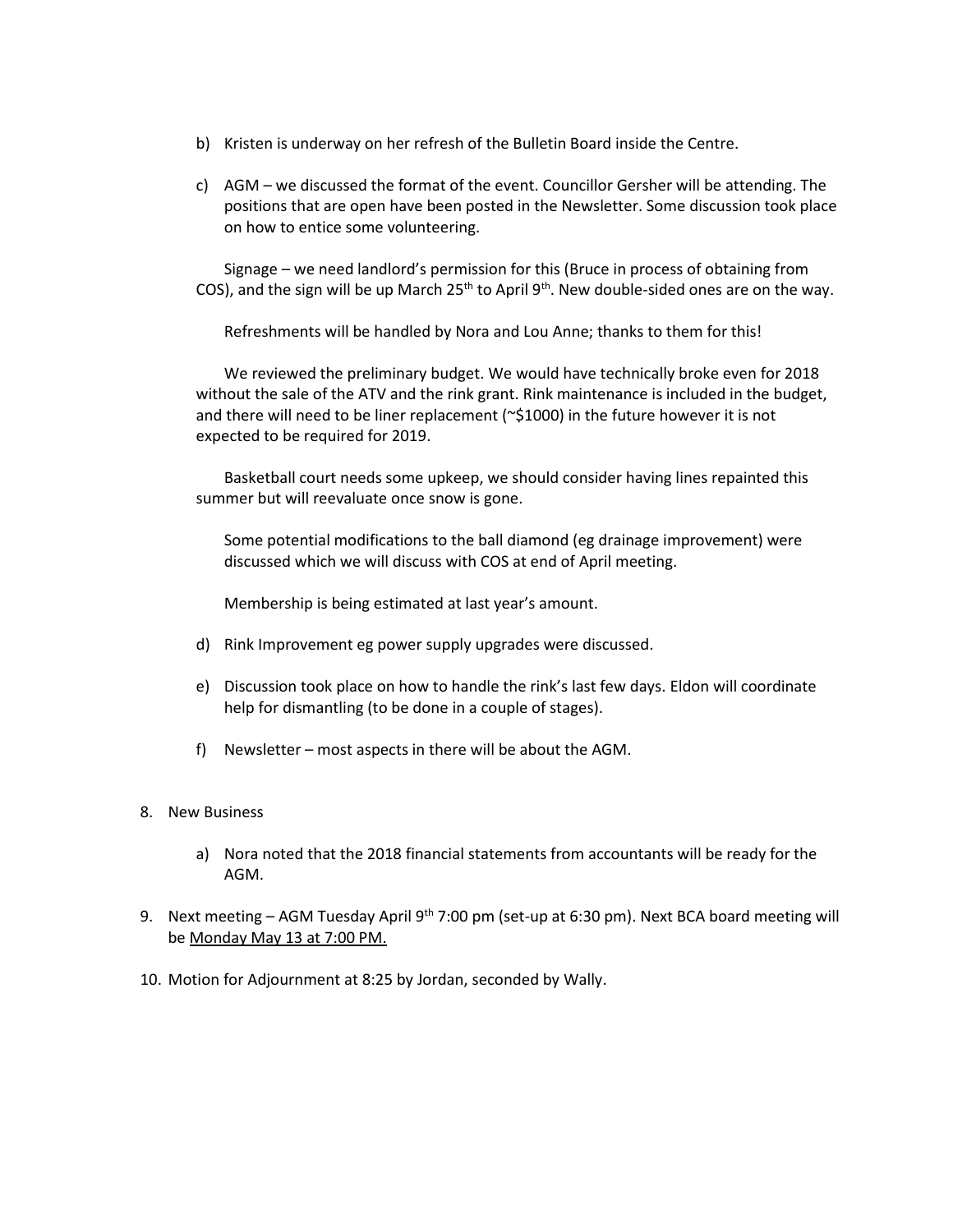b) Kristen is underway on her refresh of the Bulletin Board inside the Centre.

c) AGM – we discussed the format of the event. Councillor Gersher will be attending. The positions that are open have been posted in the Newsletter. Some discussion took place on how to entice some volunteering.

   Signage – we need landlord's permission for this (Bruce in process of obtaining from COS), and the sign will be up March 25th to April 9th. New double-sided ones are on the way.

   Refreshments will be handled by Nora and Lou Anne; thanks to them for this!

   We reviewed the preliminary budget. We would have technically broke even for 2018 without the sale of the ATV and the rink grant. Rink maintenance is included in the budget, and there will need to be liner replacement (~$1000) in the future however it is not expected to be required for 2019.

   Basketball court needs some upkeep, we should consider having lines repainted this summer but will reevaluate once snow is gone.

   Some potential modifications to the ball diamond (eg drainage improvement) were discussed which we will discuss with COS at end of April meeting.

   Membership is being estimated at last year's amount.

d) Rink Improvement eg power supply upgrades were discussed.

e) Discussion took place on how to handle the rink's last few days. Eldon will coordinate help for dismantling (to be done in a couple of stages).

f) Newsletter – most aspects in there will be about the AGM.

8. New Business

   a) Nora noted that the 2018 financial statements from accountants will be ready for the AGM.

9. Next meeting – AGM Tuesday April 9th 7:00 pm (set-up at 6:30 pm). Next BCA board meeting will be <u>Monday May 13 at 7:00 PM.</u>

10. Motion for Adjournment at 8:25 by Jordan, seconded by Wally.